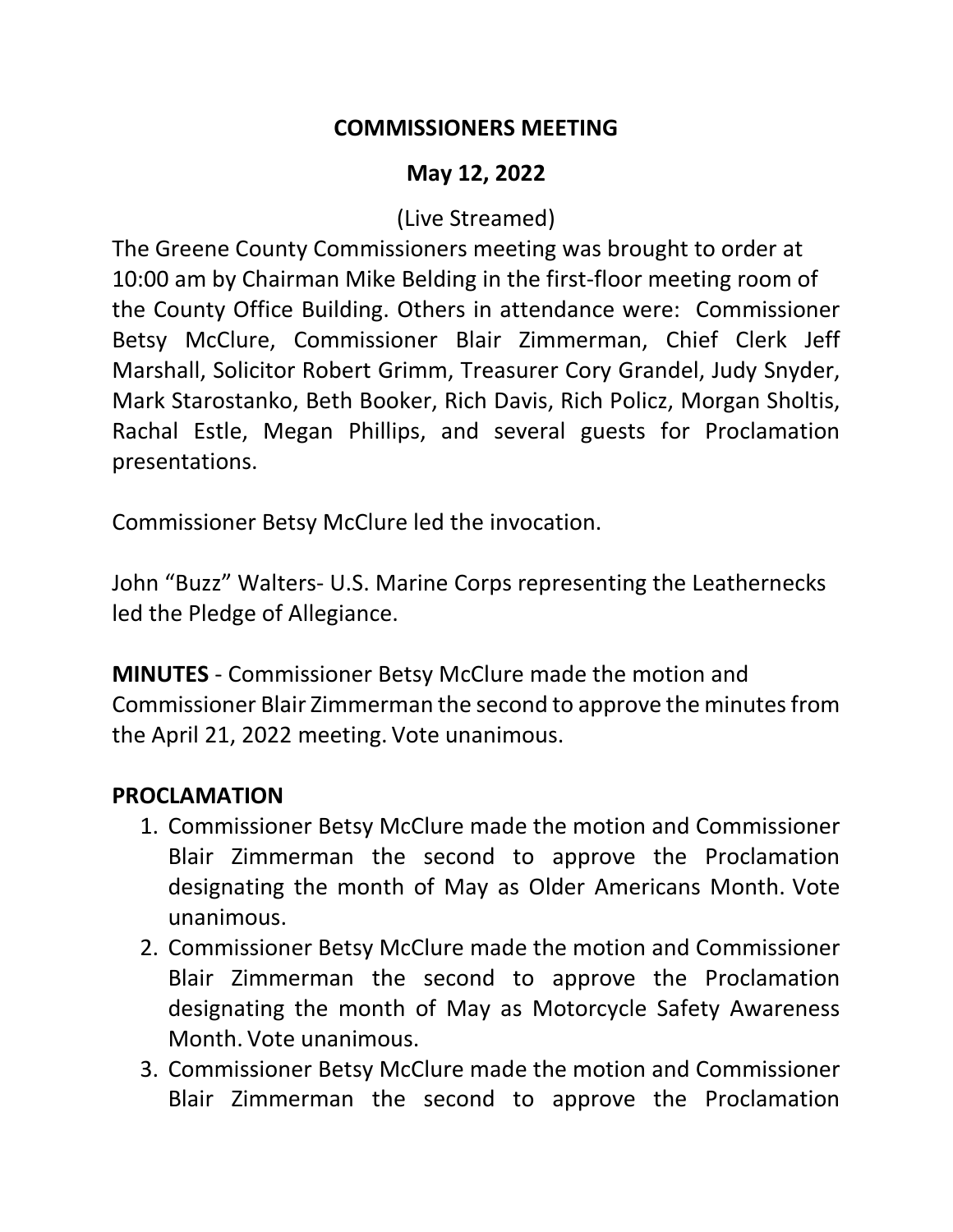# COMMISSIONERS MEETING

## May 12, 2022

(Live Streamed)

The Greene County Commissioners meeting was brought to order at 10:00 am by Chairman Mike Belding in the first-floor meeting room of the County Office Building. Others in attendance were: Commissioner Betsy McClure, Commissioner Blair Zimmerman, Chief Clerk Jeff Marshall, Solicitor Robert Grimm, Treasurer Cory Grandel, Judy Snyder, Mark Starostanko, Beth Booker, Rich Davis, Rich Policz, Morgan Sholtis, Rachal Estle, Megan Phillips, and several guests for Proclamation presentations.

Commissioner Betsy McClure led the invocation.

John "Buzz" Walters- U.S. Marine Corps representing the Leathernecks led the Pledge of Allegiance.

**MINUTES** - Commissioner Betsy McClure made the motion and Commissioner Blair Zimmerman the second to approve the minutes from the April 21, 2022 meeting. Vote unanimous.

**PROCLAMATION**

1. Commissioner Betsy McClure made the motion and Commissioner Blair Zimmerman the second to approve the Proclamation designating the month of May as Older Americans Month. Vote unanimous.
2. Commissioner Betsy McClure made the motion and Commissioner Blair Zimmerman the second to approve the Proclamation designating the month of May as Motorcycle Safety Awareness Month. Vote unanimous.
3. Commissioner Betsy McClure made the motion and Commissioner Blair Zimmerman the second to approve the Proclamation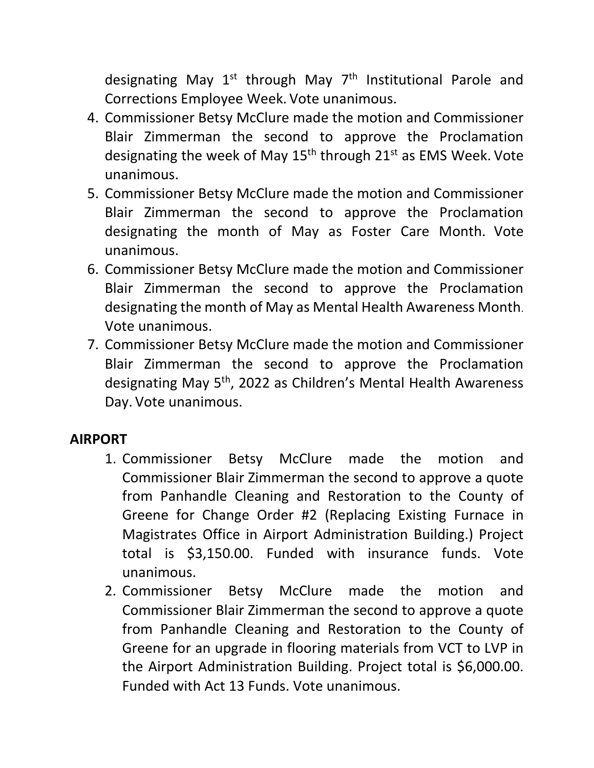designating May 1st through May 7th Institutional Parole and Corrections Employee Week. Vote unanimous.

4. Commissioner Betsy McClure made the motion and Commissioner Blair Zimmerman the second to approve the Proclamation designating the week of May 15th through 21st as EMS Week. Vote unanimous.
5. Commissioner Betsy McClure made the motion and Commissioner Blair Zimmerman the second to approve the Proclamation designating the month of May as Foster Care Month. Vote unanimous.
6. Commissioner Betsy McClure made the motion and Commissioner Blair Zimmerman the second to approve the Proclamation designating the month of May as Mental Health Awareness Month. Vote unanimous.
7. Commissioner Betsy McClure made the motion and Commissioner Blair Zimmerman the second to approve the Proclamation designating May 5th, 2022 as Children's Mental Health Awareness Day. Vote unanimous.

**AIRPORT**

1. Commissioner Betsy McClure made the motion and Commissioner Blair Zimmerman the second to approve a quote from Panhandle Cleaning and Restoration to the County of Greene for Change Order #2 (Replacing Existing Furnace in Magistrates Office in Airport Administration Building.) Project total is $3,150.00. Funded with insurance funds. Vote unanimous.
2. Commissioner Betsy McClure made the motion and Commissioner Blair Zimmerman the second to approve a quote from Panhandle Cleaning and Restoration to the County of Greene for an upgrade in flooring materials from VCT to LVP in the Airport Administration Building. Project total is $6,000.00. Funded with Act 13 Funds. Vote unanimous.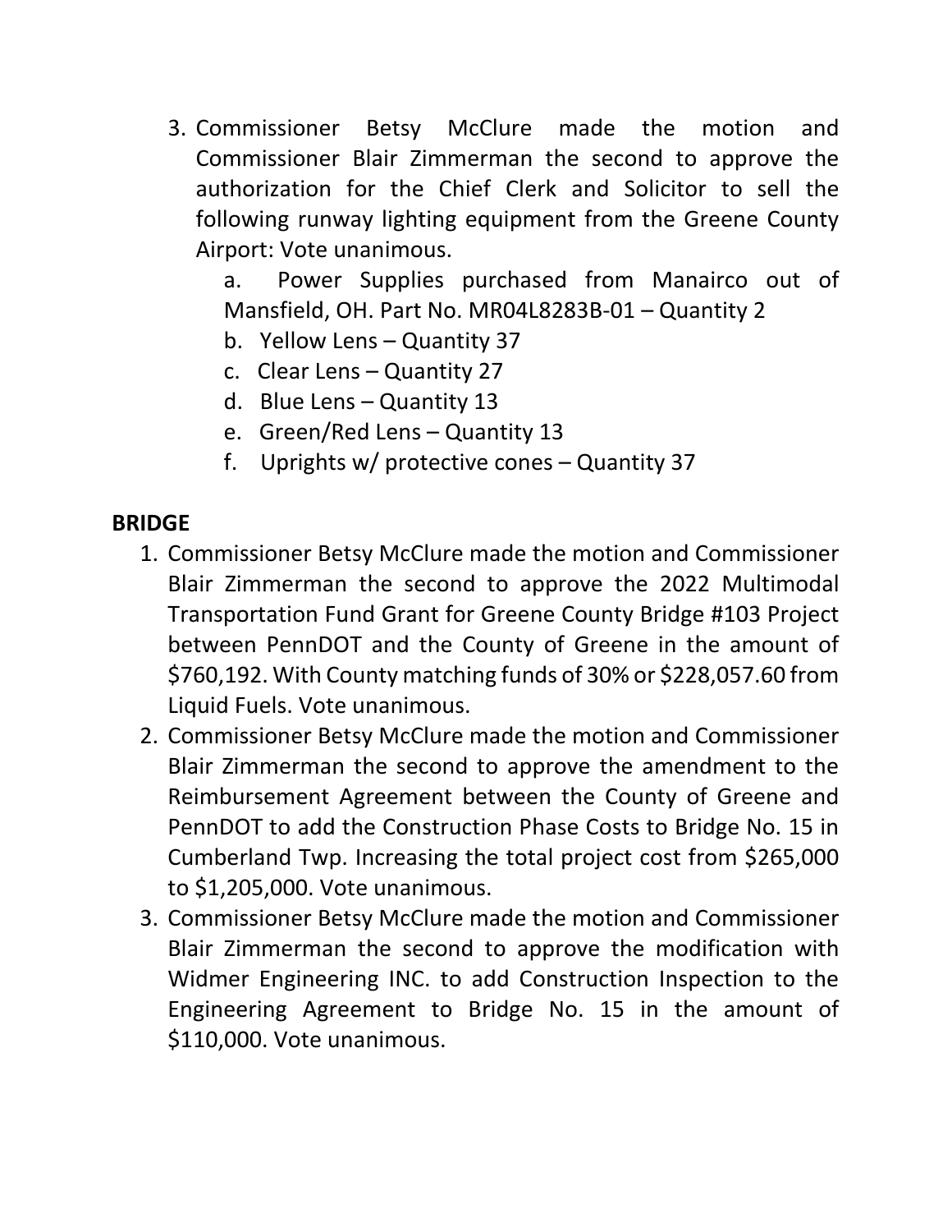3. Commissioner Betsy McClure made the motion and Commissioner Blair Zimmerman the second to approve the authorization for the Chief Clerk and Solicitor to sell the following runway lighting equipment from the Greene County Airport: Vote unanimous.
   a. Power Supplies purchased from Manairco out of Mansfield, OH. Part No. MR04L8283B-01 – Quantity 2
   b. Yellow Lens – Quantity 37
   c. Clear Lens – Quantity 27
   d. Blue Lens – Quantity 13
   e. Green/Red Lens – Quantity 13
   f. Uprights w/ protective cones – Quantity 37

**BRIDGE**

1. Commissioner Betsy McClure made the motion and Commissioner Blair Zimmerman the second to approve the 2022 Multimodal Transportation Fund Grant for Greene County Bridge #103 Project between PennDOT and the County of Greene in the amount of $760,192. With County matching funds of 30% or $228,057.60 from Liquid Fuels. Vote unanimous.
2. Commissioner Betsy McClure made the motion and Commissioner Blair Zimmerman the second to approve the amendment to the Reimbursement Agreement between the County of Greene and PennDOT to add the Construction Phase Costs to Bridge No. 15 in Cumberland Twp. Increasing the total project cost from $265,000 to $1,205,000. Vote unanimous.
3. Commissioner Betsy McClure made the motion and Commissioner Blair Zimmerman the second to approve the modification with Widmer Engineering INC. to add Construction Inspection to the Engineering Agreement to Bridge No. 15 in the amount of $110,000. Vote unanimous.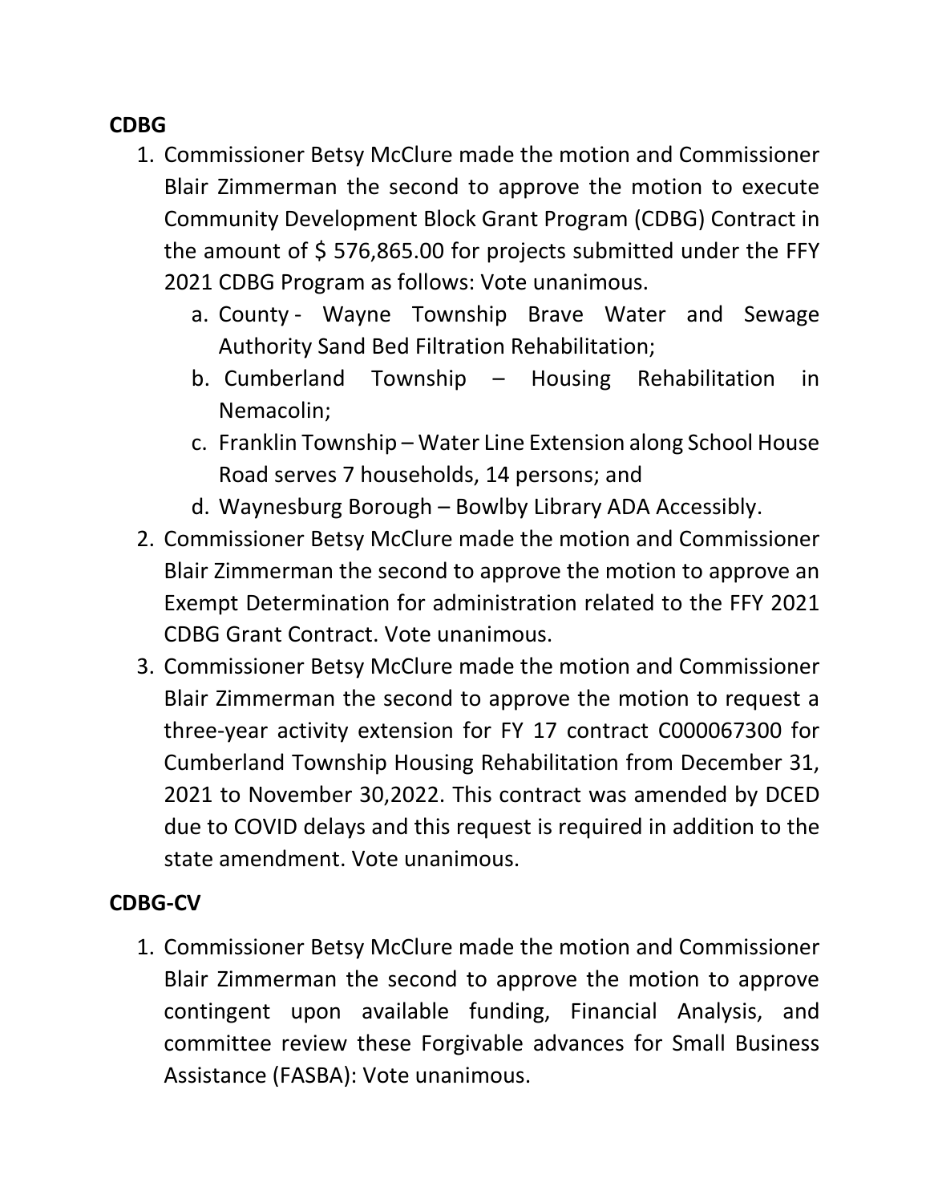**CDBG**

1. Commissioner Betsy McClure made the motion and Commissioner Blair Zimmerman the second to approve the motion to execute Community Development Block Grant Program (CDBG) Contract in the amount of $ 576,865.00 for projects submitted under the FFY 2021 CDBG Program as follows: Vote unanimous.
   a. County - Wayne Township Brave Water and Sewage Authority Sand Bed Filtration Rehabilitation;
   b. Cumberland Township – Housing Rehabilitation in Nemacolin;
   c. Franklin Township – Water Line Extension along School House Road serves 7 households, 14 persons; and
   d. Waynesburg Borough – Bowlby Library ADA Accessibly.
2. Commissioner Betsy McClure made the motion and Commissioner Blair Zimmerman the second to approve the motion to approve an Exempt Determination for administration related to the FFY 2021 CDBG Grant Contract. Vote unanimous.
3. Commissioner Betsy McClure made the motion and Commissioner Blair Zimmerman the second to approve the motion to request a three-year activity extension for FY 17 contract C000067300 for Cumberland Township Housing Rehabilitation from December 31, 2021 to November 30,2022. This contract was amended by DCED due to COVID delays and this request is required in addition to the state amendment. Vote unanimous.

**CDBG-CV**

1. Commissioner Betsy McClure made the motion and Commissioner Blair Zimmerman the second to approve the motion to approve contingent upon available funding, Financial Analysis, and committee review these Forgivable advances for Small Business Assistance (FASBA): Vote unanimous.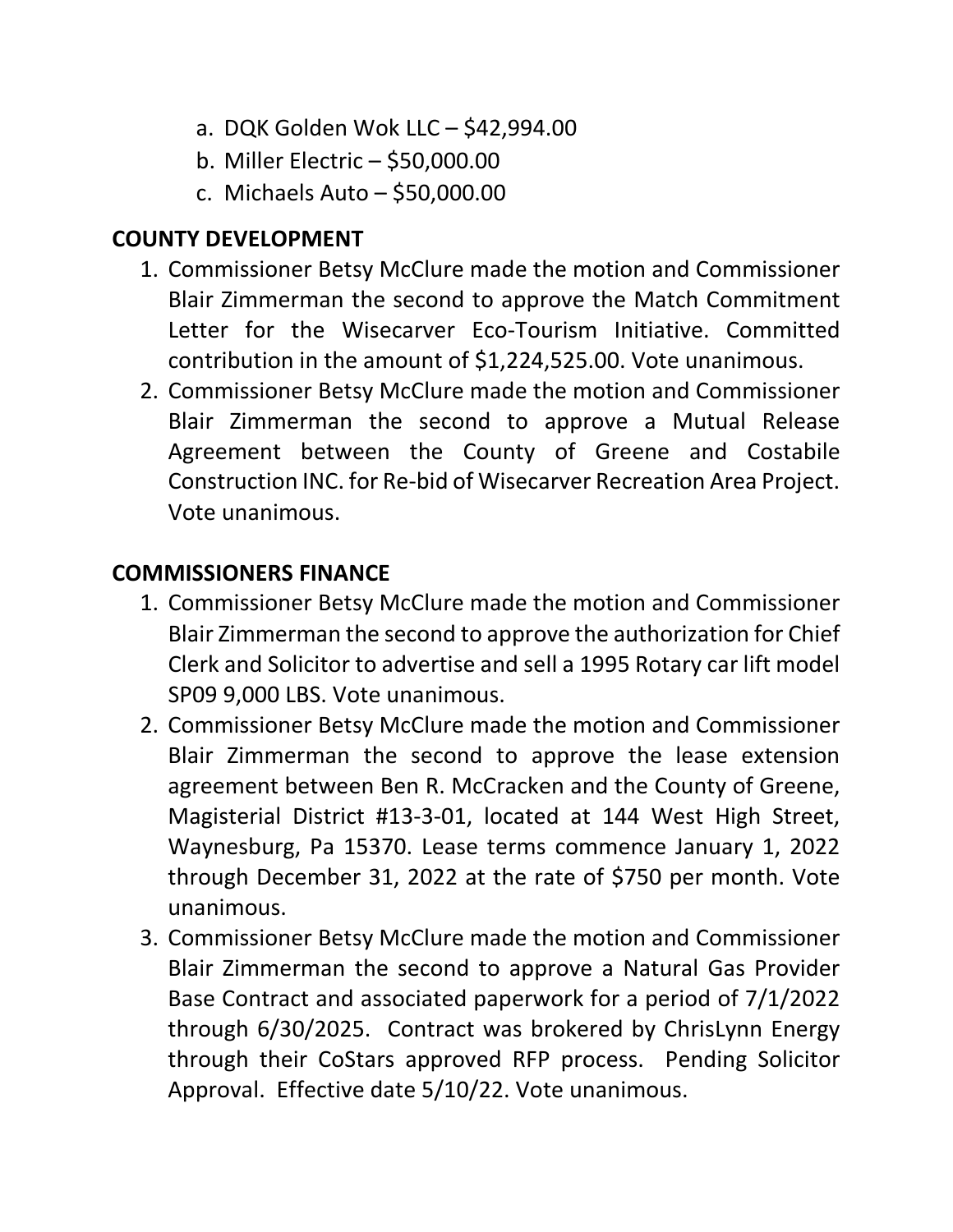a. DQK Golden Wok LLC – $42,994.00
b. Miller Electric – $50,000.00
c. Michaels Auto – $50,000.00

**COUNTY DEVELOPMENT**

1. Commissioner Betsy McClure made the motion and Commissioner Blair Zimmerman the second to approve the Match Commitment Letter for the Wisecarver Eco-Tourism Initiative. Committed contribution in the amount of $1,224,525.00. Vote unanimous.
2. Commissioner Betsy McClure made the motion and Commissioner Blair Zimmerman the second to approve a Mutual Release Agreement between the County of Greene and Costabile Construction INC. for Re-bid of Wisecarver Recreation Area Project. Vote unanimous.

**COMMISSIONERS FINANCE**

1. Commissioner Betsy McClure made the motion and Commissioner Blair Zimmerman the second to approve the authorization for Chief Clerk and Solicitor to advertise and sell a 1995 Rotary car lift model SP09 9,000 LBS. Vote unanimous.
2. Commissioner Betsy McClure made the motion and Commissioner Blair Zimmerman the second to approve the lease extension agreement between Ben R. McCracken and the County of Greene, Magisterial District #13-3-01, located at 144 West High Street, Waynesburg, Pa 15370. Lease terms commence January 1, 2022 through December 31, 2022 at the rate of $750 per month. Vote unanimous.
3. Commissioner Betsy McClure made the motion and Commissioner Blair Zimmerman the second to approve a Natural Gas Provider Base Contract and associated paperwork for a period of 7/1/2022 through 6/30/2025. Contract was brokered by ChrisLynn Energy through their CoStars approved RFP process. Pending Solicitor Approval. Effective date 5/10/22. Vote unanimous.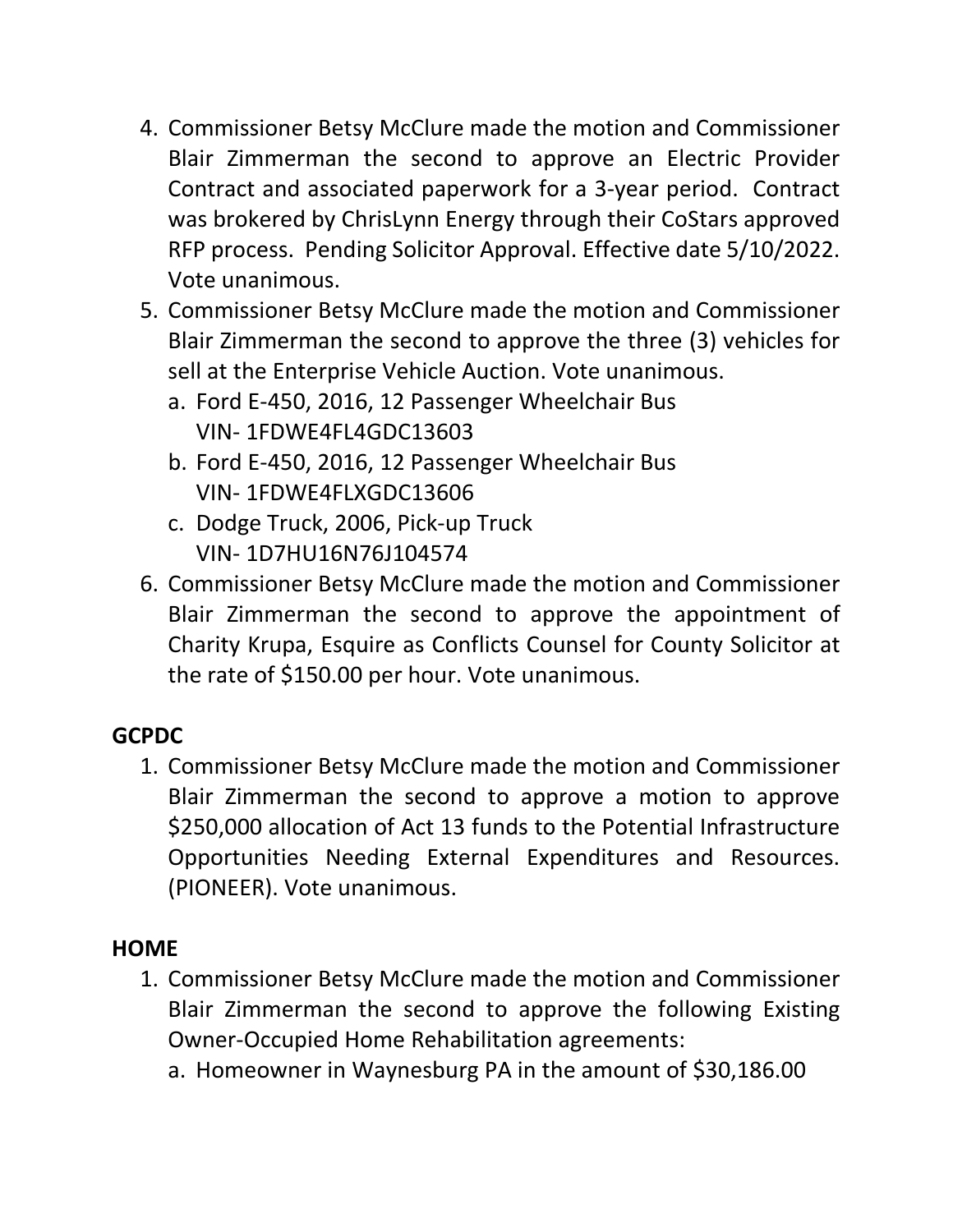4. Commissioner Betsy McClure made the motion and Commissioner Blair Zimmerman the second to approve an Electric Provider Contract and associated paperwork for a 3-year period. Contract was brokered by ChrisLynn Energy through their CoStars approved RFP process. Pending Solicitor Approval. Effective date 5/10/2022. Vote unanimous.
5. Commissioner Betsy McClure made the motion and Commissioner Blair Zimmerman the second to approve the three (3) vehicles for sell at the Enterprise Vehicle Auction. Vote unanimous.
   a. Ford E-450, 2016, 12 Passenger Wheelchair Bus
      VIN- 1FDWE4FL4GDC13603
   b. Ford E-450, 2016, 12 Passenger Wheelchair Bus
      VIN- 1FDWE4FLXGDC13606
   c. Dodge Truck, 2006, Pick-up Truck
      VIN- 1D7HU16N76J104574
6. Commissioner Betsy McClure made the motion and Commissioner Blair Zimmerman the second to approve the appointment of Charity Krupa, Esquire as Conflicts Counsel for County Solicitor at the rate of $150.00 per hour. Vote unanimous.

**GCPDC**

1. Commissioner Betsy McClure made the motion and Commissioner Blair Zimmerman the second to approve a motion to approve $250,000 allocation of Act 13 funds to the Potential Infrastructure Opportunities Needing External Expenditures and Resources. (PIONEER). Vote unanimous.

**HOME**

1. Commissioner Betsy McClure made the motion and Commissioner Blair Zimmerman the second to approve the following Existing Owner-Occupied Home Rehabilitation agreements:
   a. Homeowner in Waynesburg PA in the amount of $30,186.00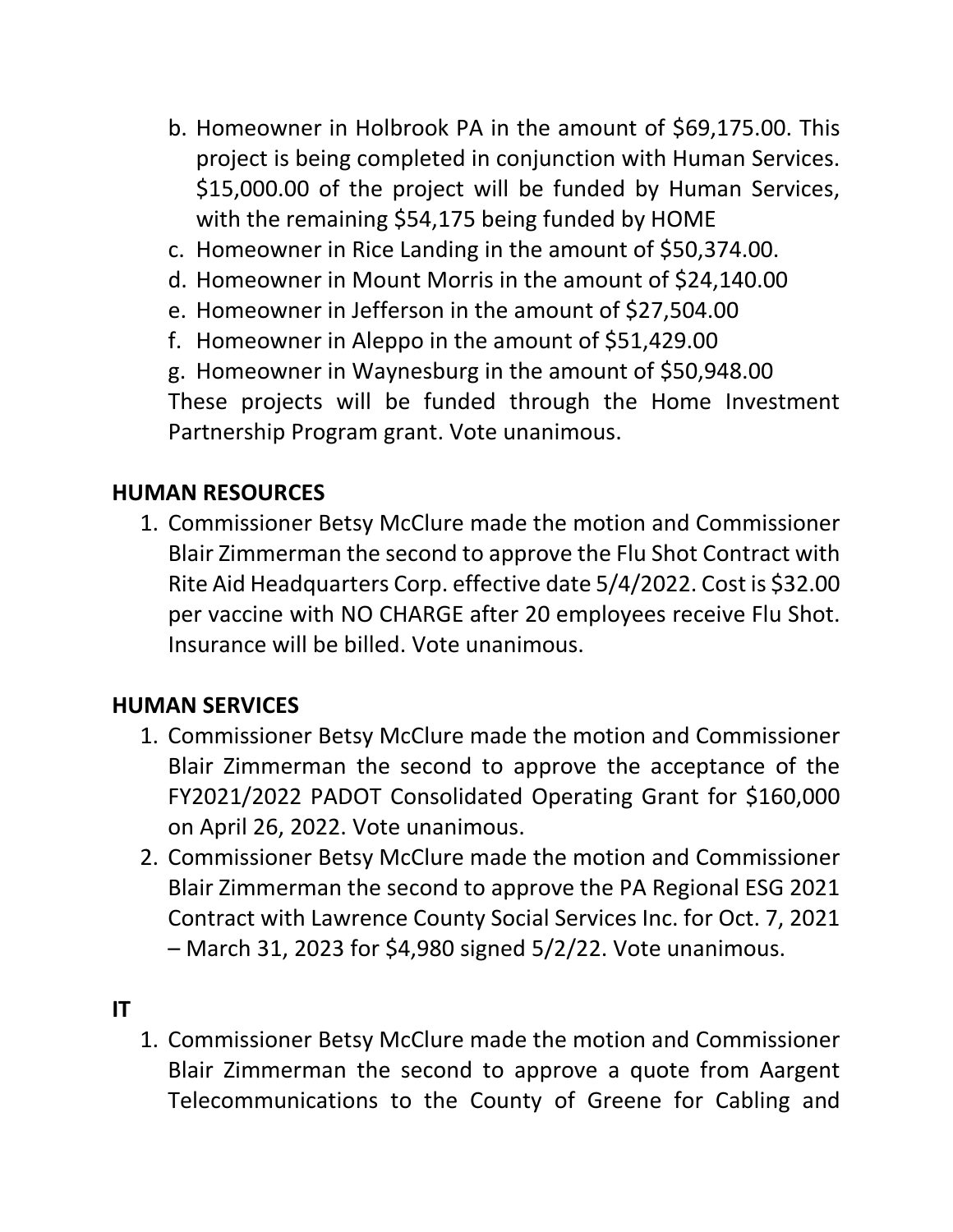b. Homeowner in Holbrook PA in the amount of $69,175.00. This project is being completed in conjunction with Human Services. $15,000.00 of the project will be funded by Human Services, with the remaining $54,175 being funded by HOME
c. Homeowner in Rice Landing in the amount of $50,374.00.
d. Homeowner in Mount Morris in the amount of $24,140.00
e. Homeowner in Jefferson in the amount of $27,504.00
f. Homeowner in Aleppo in the amount of $51,429.00
g. Homeowner in Waynesburg in the amount of $50,948.00

These projects will be funded through the Home Investment Partnership Program grant. Vote unanimous.

**HUMAN RESOURCES**

1. Commissioner Betsy McClure made the motion and Commissioner Blair Zimmerman the second to approve the Flu Shot Contract with Rite Aid Headquarters Corp. effective date 5/4/2022. Cost is $32.00 per vaccine with NO CHARGE after 20 employees receive Flu Shot. Insurance will be billed. Vote unanimous.

**HUMAN SERVICES**

1. Commissioner Betsy McClure made the motion and Commissioner Blair Zimmerman the second to approve the acceptance of the FY2021/2022 PADOT Consolidated Operating Grant for $160,000 on April 26, 2022. Vote unanimous.
2. Commissioner Betsy McClure made the motion and Commissioner Blair Zimmerman the second to approve the PA Regional ESG 2021 Contract with Lawrence County Social Services Inc. for Oct. 7, 2021 – March 31, 2023 for $4,980 signed 5/2/22. Vote unanimous.

**IT**

1. Commissioner Betsy McClure made the motion and Commissioner Blair Zimmerman the second to approve a quote from Aargent Telecommunications to the County of Greene for Cabling and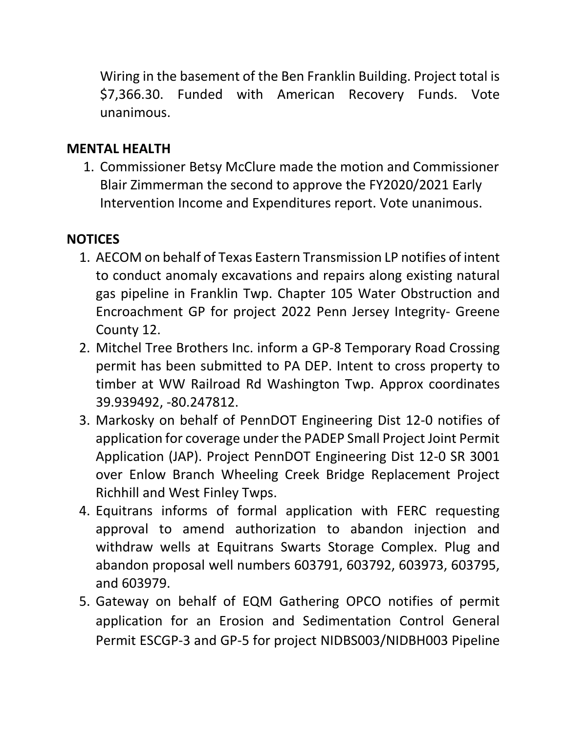Wiring in the basement of the Ben Franklin Building. Project total is $7,366.30. Funded with American Recovery Funds. Vote unanimous.

**MENTAL HEALTH**

1. Commissioner Betsy McClure made the motion and Commissioner Blair Zimmerman the second to approve the FY2020/2021 Early Intervention Income and Expenditures report. Vote unanimous.

**NOTICES**

1. AECOM on behalf of Texas Eastern Transmission LP notifies of intent to conduct anomaly excavations and repairs along existing natural gas pipeline in Franklin Twp. Chapter 105 Water Obstruction and Encroachment GP for project 2022 Penn Jersey Integrity- Greene County 12.
2. Mitchel Tree Brothers Inc. inform a GP-8 Temporary Road Crossing permit has been submitted to PA DEP. Intent to cross property to timber at WW Railroad Rd Washington Twp. Approx coordinates 39.939492, -80.247812.
3. Markosky on behalf of PennDOT Engineering Dist 12-0 notifies of application for coverage under the PADEP Small Project Joint Permit Application (JAP). Project PennDOT Engineering Dist 12-0 SR 3001 over Enlow Branch Wheeling Creek Bridge Replacement Project Richhill and West Finley Twps.
4. Equitrans informs of formal application with FERC requesting approval to amend authorization to abandon injection and withdraw wells at Equitrans Swarts Storage Complex. Plug and abandon proposal well numbers 603791, 603792, 603973, 603795, and 603979.
5. Gateway on behalf of EQM Gathering OPCO notifies of permit application for an Erosion and Sedimentation Control General Permit ESCGP-3 and GP-5 for project NIDBS003/NIDBH003 Pipeline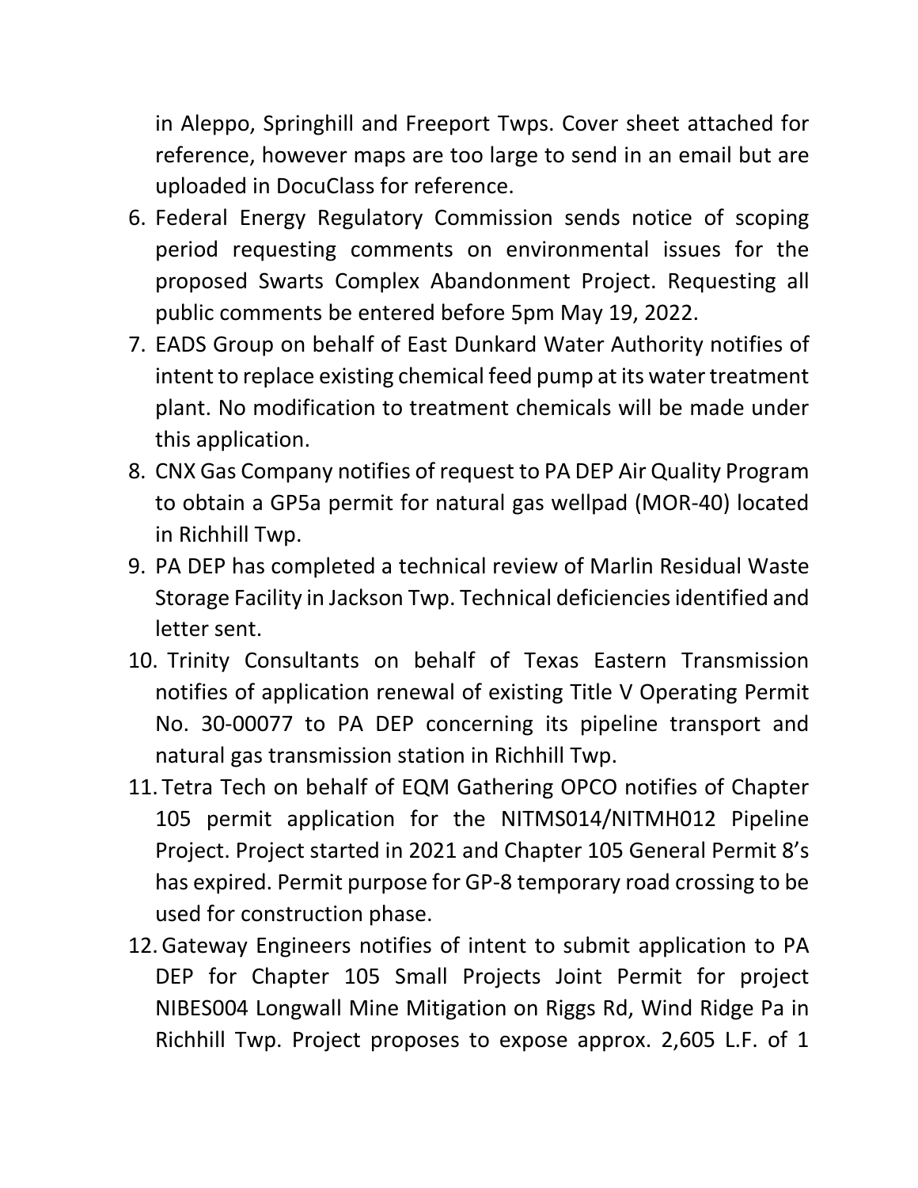in Aleppo, Springhill and Freeport Twps. Cover sheet attached for reference, however maps are too large to send in an email but are uploaded in DocuClass for reference.

6. Federal Energy Regulatory Commission sends notice of scoping period requesting comments on environmental issues for the proposed Swarts Complex Abandonment Project. Requesting all public comments be entered before 5pm May 19, 2022.
7. EADS Group on behalf of East Dunkard Water Authority notifies of intent to replace existing chemical feed pump at its water treatment plant. No modification to treatment chemicals will be made under this application.
8. CNX Gas Company notifies of request to PA DEP Air Quality Program to obtain a GP5a permit for natural gas wellpad (MOR-40) located in Richhill Twp.
9. PA DEP has completed a technical review of Marlin Residual Waste Storage Facility in Jackson Twp. Technical deficiencies identified and letter sent.
10. Trinity Consultants on behalf of Texas Eastern Transmission notifies of application renewal of existing Title V Operating Permit No. 30-00077 to PA DEP concerning its pipeline transport and natural gas transmission station in Richhill Twp.
11. Tetra Tech on behalf of EQM Gathering OPCO notifies of Chapter 105 permit application for the NITMS014/NITMH012 Pipeline Project. Project started in 2021 and Chapter 105 General Permit 8's has expired. Permit purpose for GP-8 temporary road crossing to be used for construction phase.
12. Gateway Engineers notifies of intent to submit application to PA DEP for Chapter 105 Small Projects Joint Permit for project NIBES004 Longwall Mine Mitigation on Riggs Rd, Wind Ridge Pa in Richhill Twp. Project proposes to expose approx. 2,605 L.F. of 1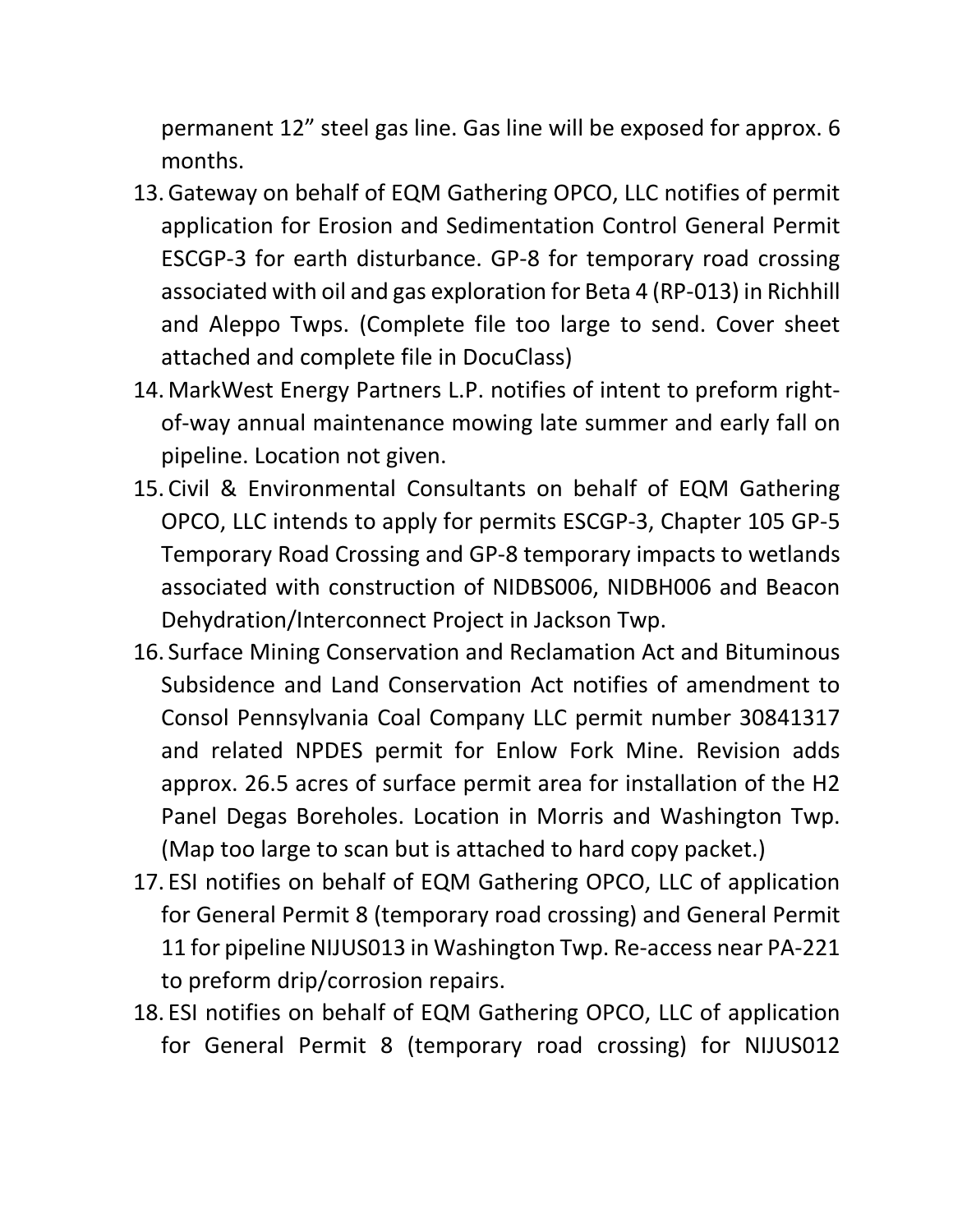permanent 12” steel gas line. Gas line will be exposed for approx. 6 months.

13. Gateway on behalf of EQM Gathering OPCO, LLC notifies of permit application for Erosion and Sedimentation Control General Permit ESCGP-3 for earth disturbance. GP-8 for temporary road crossing associated with oil and gas exploration for Beta 4 (RP-013) in Richhill and Aleppo Twps. (Complete file too large to send. Cover sheet attached and complete file in DocuClass)
14. MarkWest Energy Partners L.P. notifies of intent to preform right-of-way annual maintenance mowing late summer and early fall on pipeline. Location not given.
15. Civil & Environmental Consultants on behalf of EQM Gathering OPCO, LLC intends to apply for permits ESCGP-3, Chapter 105 GP-5 Temporary Road Crossing and GP-8 temporary impacts to wetlands associated with construction of NIDBS006, NIDBH006 and Beacon Dehydration/Interconnect Project in Jackson Twp.
16. Surface Mining Conservation and Reclamation Act and Bituminous Subsidence and Land Conservation Act notifies of amendment to Consol Pennsylvania Coal Company LLC permit number 30841317 and related NPDES permit for Enlow Fork Mine. Revision adds approx. 26.5 acres of surface permit area for installation of the H2 Panel Degas Boreholes. Location in Morris and Washington Twp. (Map too large to scan but is attached to hard copy packet.)
17. ESI notifies on behalf of EQM Gathering OPCO, LLC of application for General Permit 8 (temporary road crossing) and General Permit 11 for pipeline NIJUS013 in Washington Twp. Re-access near PA-221 to preform drip/corrosion repairs.
18. ESI notifies on behalf of EQM Gathering OPCO, LLC of application for General Permit 8 (temporary road crossing) for NIJUS012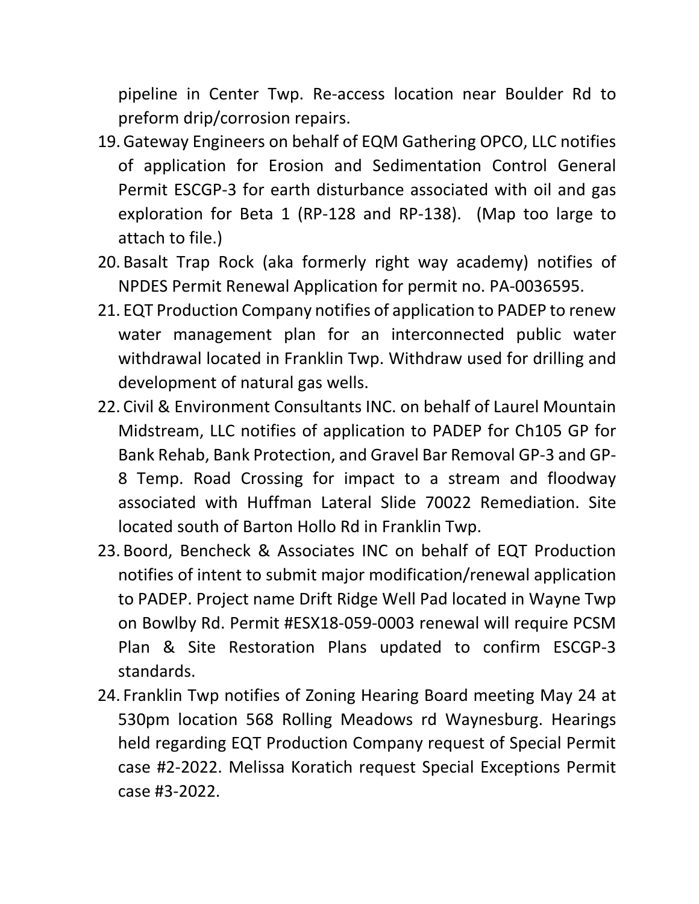pipeline in Center Twp. Re-access location near Boulder Rd to preform drip/corrosion repairs.

19. Gateway Engineers on behalf of EQM Gathering OPCO, LLC notifies of application for Erosion and Sedimentation Control General Permit ESCGP-3 for earth disturbance associated with oil and gas exploration for Beta 1 (RP-128 and RP-138). (Map too large to attach to file.)
20. Basalt Trap Rock (aka formerly right way academy) notifies of NPDES Permit Renewal Application for permit no. PA-0036595.
21. EQT Production Company notifies of application to PADEP to renew water management plan for an interconnected public water withdrawal located in Franklin Twp. Withdraw used for drilling and development of natural gas wells.
22. Civil & Environment Consultants INC. on behalf of Laurel Mountain Midstream, LLC notifies of application to PADEP for Ch105 GP for Bank Rehab, Bank Protection, and Gravel Bar Removal GP-3 and GP-8 Temp. Road Crossing for impact to a stream and floodway associated with Huffman Lateral Slide 70022 Remediation. Site located south of Barton Hollo Rd in Franklin Twp.
23. Boord, Bencheck & Associates INC on behalf of EQT Production notifies of intent to submit major modification/renewal application to PADEP. Project name Drift Ridge Well Pad located in Wayne Twp on Bowlby Rd. Permit #ESX18-059-0003 renewal will require PCSM Plan & Site Restoration Plans updated to confirm ESCGP-3 standards.
24. Franklin Twp notifies of Zoning Hearing Board meeting May 24 at 530pm location 568 Rolling Meadows rd Waynesburg. Hearings held regarding EQT Production Company request of Special Permit case #2-2022. Melissa Koratich request Special Exceptions Permit case #3-2022.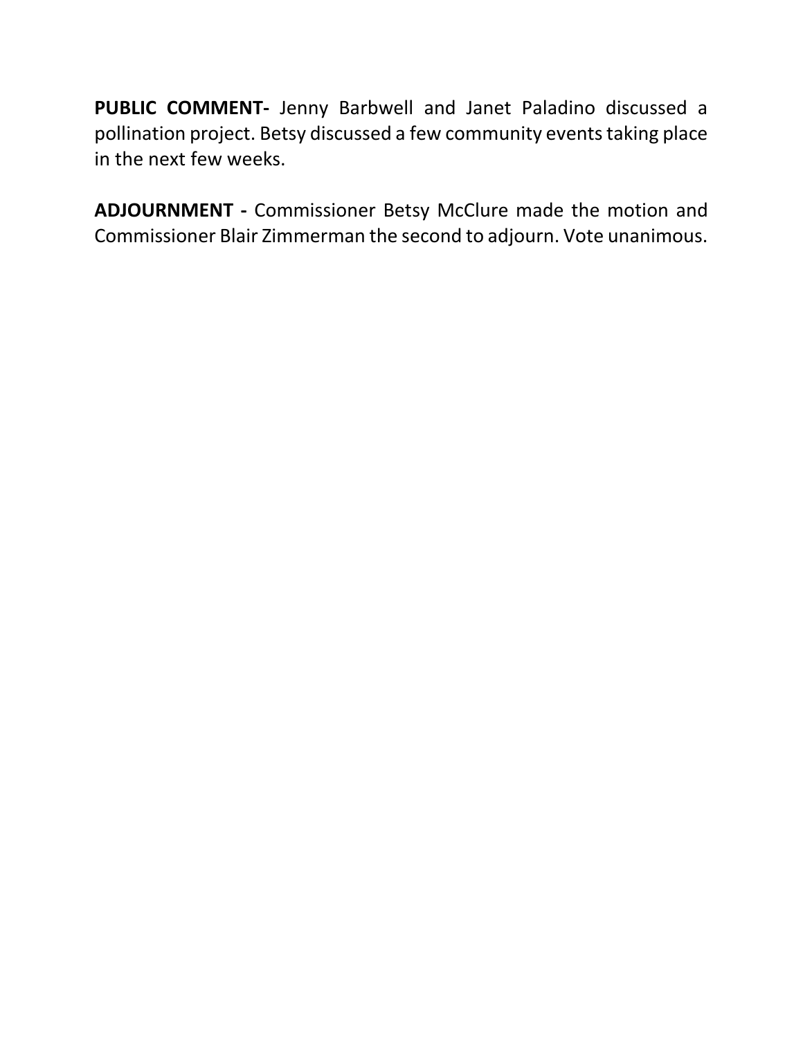**PUBLIC COMMENT-** Jenny Barbwell and Janet Paladino discussed a pollination project. Betsy discussed a few community events taking place in the next few weeks.

**ADJOURNMENT -** Commissioner Betsy McClure made the motion and Commissioner Blair Zimmerman the second to adjourn. Vote unanimous.